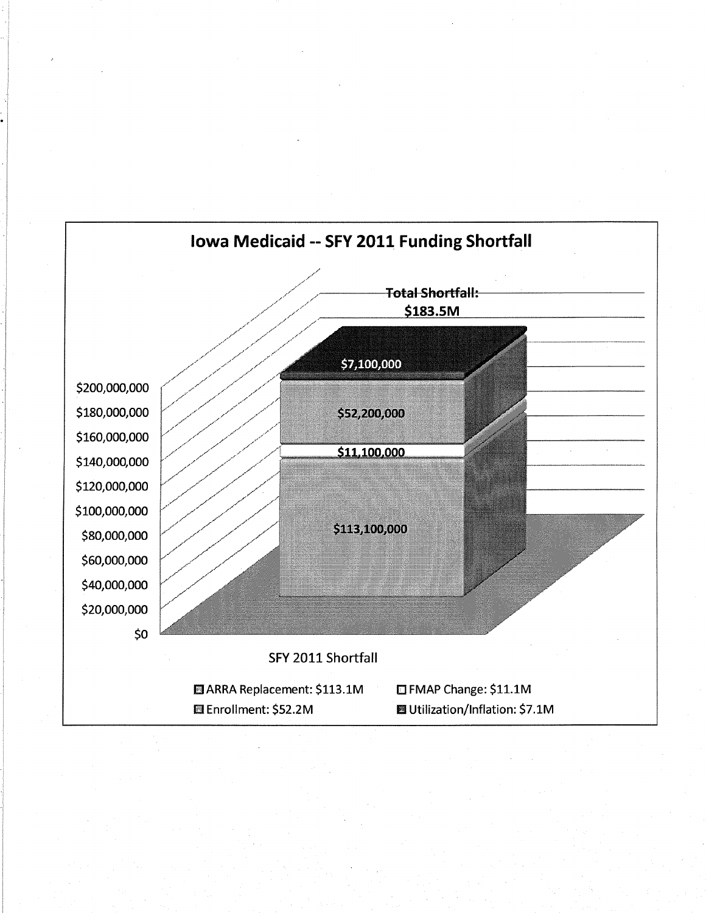## Iowa Medicaid -- SFY 2011 Funding Shortfall

Total Shortfall: $183.5M

$7,100,000

$52,200,000

$11,100,000

$113,100,000

$200,000,000
$180,000,000
$160,000,000
$140,000,000
$120,000,000
$100,000,000
$80,000,000
$60,000,000
$40,000,000
$20,000,000
$0

SFY 2011 Shortfall

ARRA Replacement: $113.1M
FMAP Change: $11.1M
Enrollment: $52.2M
Utilization/Inflation: $7.1M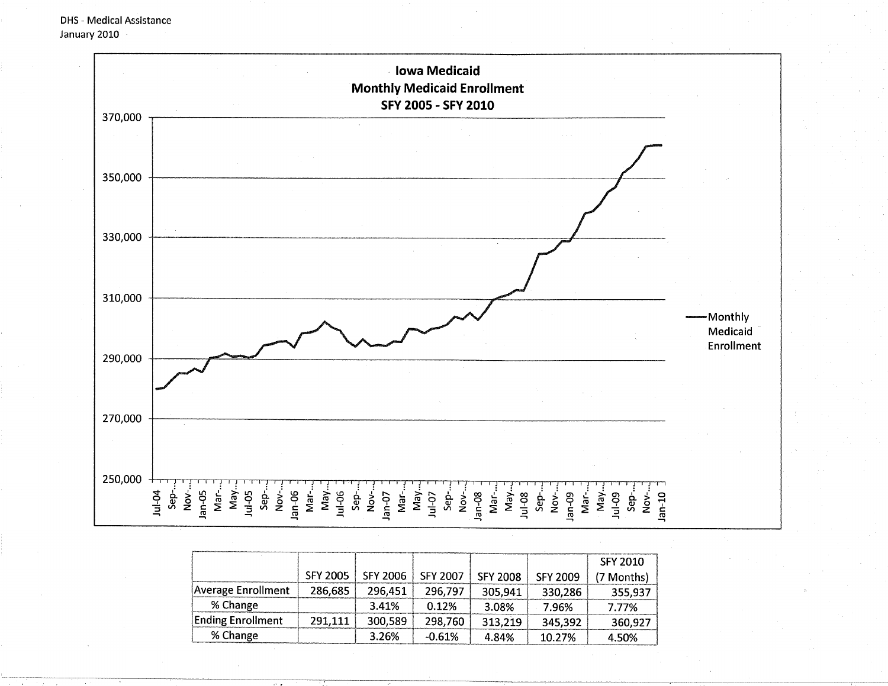DHS - Medical Assistance
January 2010

**Iowa Medicaid**
**Monthly Medicaid Enrollment**
**SFY 2005 - SFY 2010**

370,000
350,000
330,000
310,000
290,000
270,000
250,000

Jul-04 Sep-... Nov-... Jan-05 Mar-... May-... Jul-05 Sep-... Nov-... Jan-06 Mar-... May-... Jul-06 Sep-... Nov-... Jan-07 Mar-... May-... Jul-07 Sep-... Nov-... Jan-08 Mar-... May-... Jul-08 Sep-... Nov-... Jan-09 Mar-... May-... Jul-09 Sep-... Nov-... Jan-10

Monthly Medicaid Enrollment

| | SFY 2005 | SFY 2006 | SFY 2007 | SFY 2008 | SFY 2009 | SFY 2010 (7 Months) |
|---|---|---|---|---|---|---|
| Average Enrollment | 286,685 | 296,451 | 296,797 | 305,941 | 330,286 | 355,937 |
| % Change | | 3.41% | 0.12% | 3.08% | 7.96% | 7.77% |
| Ending Enrollment | 291,111 | 300,589 | 298,760 | 313,219 | 345,392 | 360,927 |
| % Change | | 3.26% | -0.61% | 4.84% | 10.27% | 4.50% |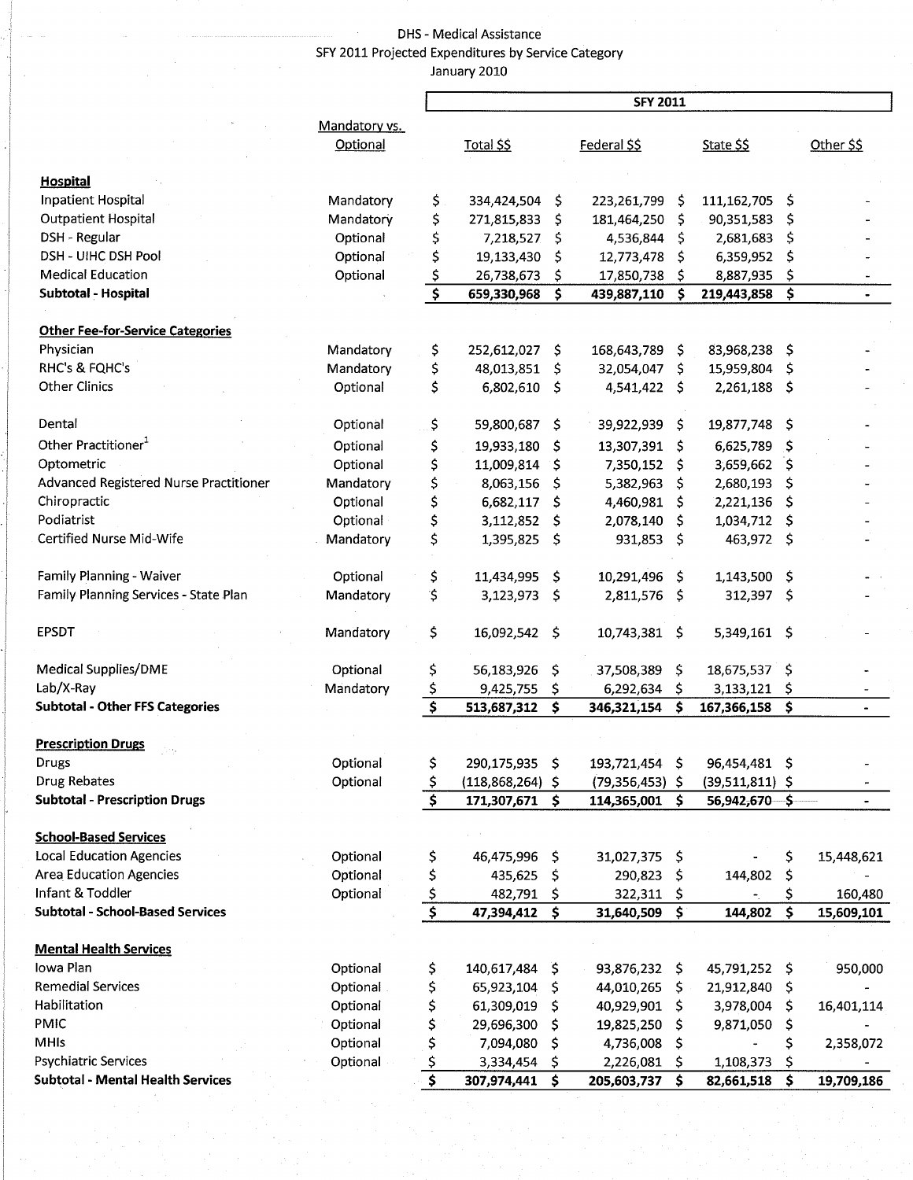DHS - Medical Assistance

SFY 2011 Projected Expenditures by Service Category

January 2010

| | | SFY 2011 | | | |
|---|---|---|---|---|---|
| | Mandatory vs. Optional | Total $$ | Federal $$ | State $$ | Other $$ |
| **Hospital** | | | | | |
| Inpatient Hospital | Mandatory | $ 334,424,504 | $ 223,261,799 | $ 111,162,705 | $ - |
| Outpatient Hospital | Mandatory | $ 271,815,833 | $ 181,464,250 | $ 90,351,583 | $ - |
| DSH - Regular | Optional | $ 7,218,527 | $ 4,536,844 | $ 2,681,683 | $ - |
| DSH - UIHC DSH Pool | Optional | $ 19,133,430 | $ 12,773,478 | $ 6,359,952 | $ - |
| Medical Education | Optional | $ 26,738,673 | $ 17,850,738 | $ 8,887,935 | $ - |
| **Subtotal - Hospital** | | **$ 659,330,968** | **$ 439,887,110** | **$ 219,443,858** | **$ -** |
| **Other Fee-for-Service Categories** | | | | | |
| Physician | Mandatory | $ 252,612,027 | $ 168,643,789 | $ 83,968,238 | $ - |
| RHC's & FQHC's | Mandatory | $ 48,013,851 | $ 32,054,047 | $ 15,959,804 | $ - |
| Other Clinics | Optional | $ 6,802,610 | $ 4,541,422 | $ 2,261,188 | $ - |
| Dental | Optional | $ 59,800,687 | $ 39,922,939 | $ 19,877,748 | $ - |
| Other Practitioner[1] | Optional | $ 19,933,180 | $ 13,307,391 | $ 6,625,789 | $ - |
| Optometric | Optional | $ 11,009,814 | $ 7,350,152 | $ 3,659,662 | $ - |
| Advanced Registered Nurse Practitioner | Mandatory | $ 8,063,156 | $ 5,382,963 | $ 2,680,193 | $ - |
| Chiropractic | Optional | $ 6,682,117 | $ 4,460,981 | $ 2,221,136 | $ - |
| Podiatrist | Optional | $ 3,112,852 | $ 2,078,140 | $ 1,034,712 | $ - |
| Certified Nurse Mid-Wife | Mandatory | $ 1,395,825 | $ 931,853 | $ 463,972 | $ - |
| Family Planning - Waiver | Optional | $ 11,434,995 | $ 10,291,496 | $ 1,143,500 | $ - |
| Family Planning Services - State Plan | Mandatory | $ 3,123,973 | $ 2,811,576 | $ 312,397 | $ - |
| EPSDT | Mandatory | $ 16,092,542 | $ 10,743,381 | $ 5,349,161 | $ - |
| Medical Supplies/DME | Optional | $ 56,183,926 | $ 37,508,389 | $ 18,675,537 | $ - |
| Lab/X-Ray | Mandatory | $ 9,425,755 | $ 6,292,634 | $ 3,133,121 | $ - |
| **Subtotal - Other FFS Categories** | | **$ 513,687,312** | **$ 346,321,154** | **$ 167,366,158** | **$ -** |
| **Prescription Drugs** | | | | | |
| Drugs | Optional | $ 290,175,935 | $ 193,721,454 | $ 96,454,481 | $ - |
| Drug Rebates | Optional | $ (118,868,264) | $ (79,356,453) | $ (39,511,811) | $ - |
| **Subtotal - Prescription Drugs** | | **$ 171,307,671** | **$ 114,365,001** | **$ 56,942,670** | **$ -** |
| **School-Based Services** | | | | | |
| Local Education Agencies | Optional | $ 46,475,996 | $ 31,027,375 | $ - | $ 15,448,621 |
| Area Education Agencies | Optional | $ 435,625 | $ 290,823 | $ 144,802 | $ - |
| Infant & Toddler | Optional | $ 482,791 | $ 322,311 | $ - | $ 160,480 |
| **Subtotal - School-Based Services** | | **$ 47,394,412** | **$ 31,640,509** | **$ 144,802** | **$ 15,609,101** |
| **Mental Health Services** | | | | | |
| Iowa Plan | Optional | $ 140,617,484 | $ 93,876,232 | $ 45,791,252 | $ 950,000 |
| Remedial Services | Optional | $ 65,923,104 | $ 44,010,265 | $ 21,912,840 | $ - |
| Habilitation | Optional | $ 61,309,019 | $ 40,929,901 | $ 3,978,004 | $ 16,401,114 |
| PMIC | Optional | $ 29,696,300 | $ 19,825,250 | $ 9,871,050 | $ - |
| MHIs | Optional | $ 7,094,080 | $ 4,736,008 | $ - | $ 2,358,072 |
| Psychiatric Services | Optional | $ 3,334,454 | $ 2,226,081 | $ 1,108,373 | $ - |
| **Subtotal - Mental Health Services** | | **$ 307,974,441** | **$ 205,603,737** | **$ 82,661,518** | **$ 19,709,186** |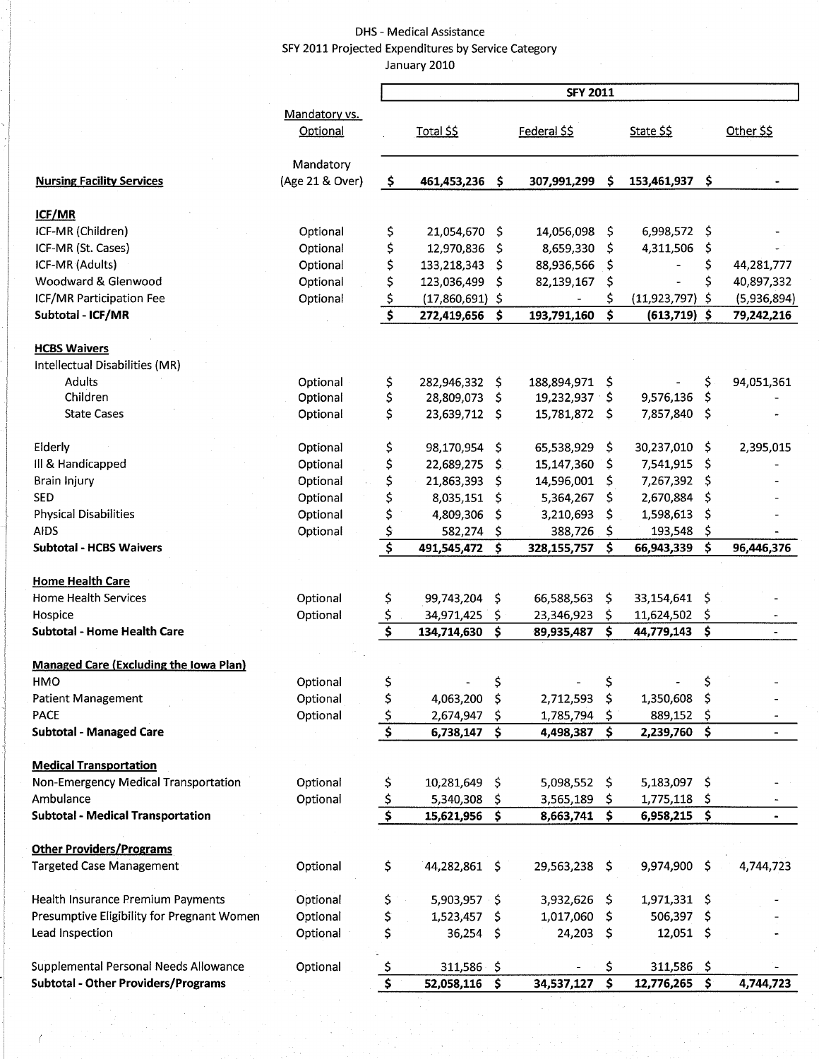DHS - Medical Assistance

SFY 2011 Projected Expenditures by Service Category

January 2010

| | Mandatory vs. Optional | SFY 2011 Total $$ | Federal $$ | State $$ | Other $$ |
|---|---|---|---|---|---|
| **Nursing Facility Services** | Mandatory (Age 21 & Over) | **$ 461,453,236** | **$ 307,991,299** | **$ 153,461,937** | **$ -** |
| **ICF/MR** | | | | | |
| ICF-MR (Children) | Optional | $ 21,054,670 | $ 14,056,098 | $ 6,998,572 | $ - |
| ICF-MR (St. Cases) | Optional | $ 12,970,836 | $ 8,659,330 | $ 4,311,506 | $ - |
| ICF-MR (Adults) | Optional | $ 133,218,343 | $ 88,936,566 | $ - | $ 44,281,777 |
| Woodward & Glenwood | Optional | $ 123,036,499 | $ 82,139,167 | $ - | $ 40,897,332 |
| ICF/MR Participation Fee | Optional | $ (17,860,691) | $ - | $ (11,923,797) | $ (5,936,894) |
| **Subtotal - ICF/MR** | | **$ 272,419,656** | **$ 193,791,160** | **$ (613,719)** | **$ 79,242,216** |
| **HCBS Waivers** | | | | | |
| Intellectual Disabilities (MR) | | | | | |
| Adults | Optional | $ 282,946,332 | $ 188,894,971 | $ - | $ 94,051,361 |
| Children | Optional | $ 28,809,073 | $ 19,232,937 | $ 9,576,136 | $ - |
| State Cases | Optional | $ 23,639,712 | $ 15,781,872 | $ 7,857,840 | $ - |
| Elderly | Optional | $ 98,170,954 | $ 65,538,929 | $ 30,237,010 | $ 2,395,015 |
| Ill & Handicapped | Optional | $ 22,689,275 | $ 15,147,360 | $ 7,541,915 | $ - |
| Brain Injury | Optional | $ 21,863,393 | $ 14,596,001 | $ 7,267,392 | $ - |
| SED | Optional | $ 8,035,151 | $ 5,364,267 | $ 2,670,884 | $ - |
| Physical Disabilities | Optional | $ 4,809,306 | $ 3,210,693 | $ 1,598,613 | $ - |
| AIDS | Optional | $ 582,274 | $ 388,726 | $ 193,548 | $ - |
| **Subtotal - HCBS Waivers** | | **$ 491,545,472** | **$ 328,155,757** | **$ 66,943,339** | **$ 96,446,376** |
| **Home Health Care** | | | | | |
| Home Health Services | Optional | $ 99,743,204 | $ 66,588,563 | $ 33,154,641 | $ - |
| Hospice | Optional | $ 34,971,425 | $ 23,346,923 | $ 11,624,502 | $ - |
| **Subtotal - Home Health Care** | | **$ 134,714,630** | **$ 89,935,487** | **$ 44,779,143** | **$ -** |
| **Managed Care (Excluding the Iowa Plan)** | | | | | |
| HMO | Optional | $ - | $ - | $ - | $ - |
| Patient Management | Optional | $ 4,063,200 | $ 2,712,593 | $ 1,350,608 | $ - |
| PACE | Optional | $ 2,674,947 | $ 1,785,794 | $ 889,152 | $ - |
| **Subtotal - Managed Care** | | **$ 6,738,147** | **$ 4,498,387** | **$ 2,239,760** | **$ -** |
| **Medical Transportation** | | | | | |
| Non-Emergency Medical Transportation | Optional | $ 10,281,649 | $ 5,098,552 | $ 5,183,097 | $ - |
| Ambulance | Optional | $ 5,340,308 | $ 3,565,189 | $ 1,775,118 | $ - |
| **Subtotal - Medical Transportation** | | **$ 15,621,956** | **$ 8,663,741** | **$ 6,958,215** | **$ -** |
| **Other Providers/Programs** | | | | | |
| Targeted Case Management | Optional | $ 44,282,861 | $ 29,563,238 | $ 9,974,900 | $ 4,744,723 |
| Health Insurance Premium Payments | Optional | $ 5,903,957 | $ 3,932,626 | $ 1,971,331 | $ - |
| Presumptive Eligibility for Pregnant Women | Optional | $ 1,523,457 | $ 1,017,060 | $ 506,397 | $ - |
| Lead Inspection | Optional | $ 36,254 | $ 24,203 | $ 12,051 | $ - |
| Supplemental Personal Needs Allowance | Optional | $ 311,586 | $ - | $ 311,586 | $ - |
| **Subtotal - Other Providers/Programs** | | **$ 52,058,116** | **$ 34,537,127** | **$ 12,776,265** | **$ 4,744,723** |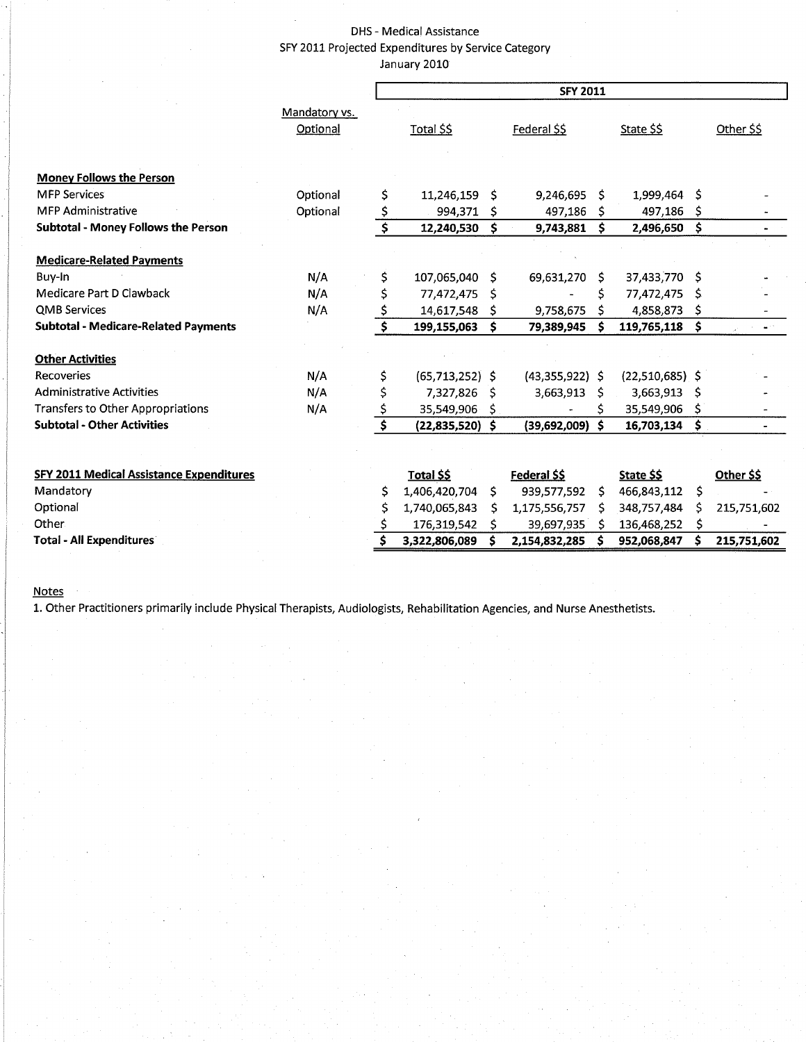DHS - Medical Assistance
SFY 2011 Projected Expenditures by Service Category
January 2010

| | Mandatory vs. Optional | SFY 2011 Total $$ | Federal $$ | State $$ | Other $$ |
|---|---|---|---|---|---|
| **Money Follows the Person** | | | | | |
| MFP Services | Optional | $ 11,246,159 | $ 9,246,695 | $ 1,999,464 | $ - |
| MFP Administrative | Optional | $ 994,371 | $ 497,186 | $ 497,186 | $ - |
| **Subtotal - Money Follows the Person** | | **$ 12,240,530** | **$ 9,743,881** | **$ 2,496,650** | **$ -** |
| **Medicare-Related Payments** | | | | | |
| Buy-In | N/A | $ 107,065,040 | $ 69,631,270 | $ 37,433,770 | $ - |
| Medicare Part D Clawback | N/A | $ 77,472,475 | $ - | $ 77,472,475 | $ - |
| QMB Services | N/A | $ 14,617,548 | $ 9,758,675 | $ 4,858,873 | $ - |
| **Subtotal - Medicare-Related Payments** | | **$ 199,155,063** | **$ 79,389,945** | **$ 119,765,118** | **$ -** |
| **Other Activities** | | | | | |
| Recoveries | N/A | $ (65,713,252) | $ (43,355,922) | $ (22,510,685) | $ - |
| Administrative Activities | N/A | $ 7,327,826 | $ 3,663,913 | $ 3,663,913 | $ - |
| Transfers to Other Appropriations | N/A | $ 35,549,906 | $ - | $ 35,549,906 | $ - |
| **Subtotal - Other Activities** | | **$ (22,835,520)** | **$ (39,692,009)** | **$ 16,703,134** | **$ -** |

| **SFY 2011 Medical Assistance Expenditures** | Total $$ | Federal $$ | State $$ | Other $$ |
|---|---|---|---|---|
| Mandatory | $ 1,406,420,704 | $ 939,577,592 | $ 466,843,112 | $ - |
| Optional | $ 1,740,065,843 | $ 1,175,556,757 | $ 348,757,484 | $ 215,751,602 |
| Other | $ 176,319,542 | $ 39,697,935 | $ 136,468,252 | $ - |
| **Total - All Expenditures** | **$ 3,322,806,089** | **$ 2,154,832,285** | **$ 952,068,847** | **$ 215,751,602** |

Notes

1. Other Practitioners primarily include Physical Therapists, Audiologists, Rehabilitation Agencies, and Nurse Anesthetists.